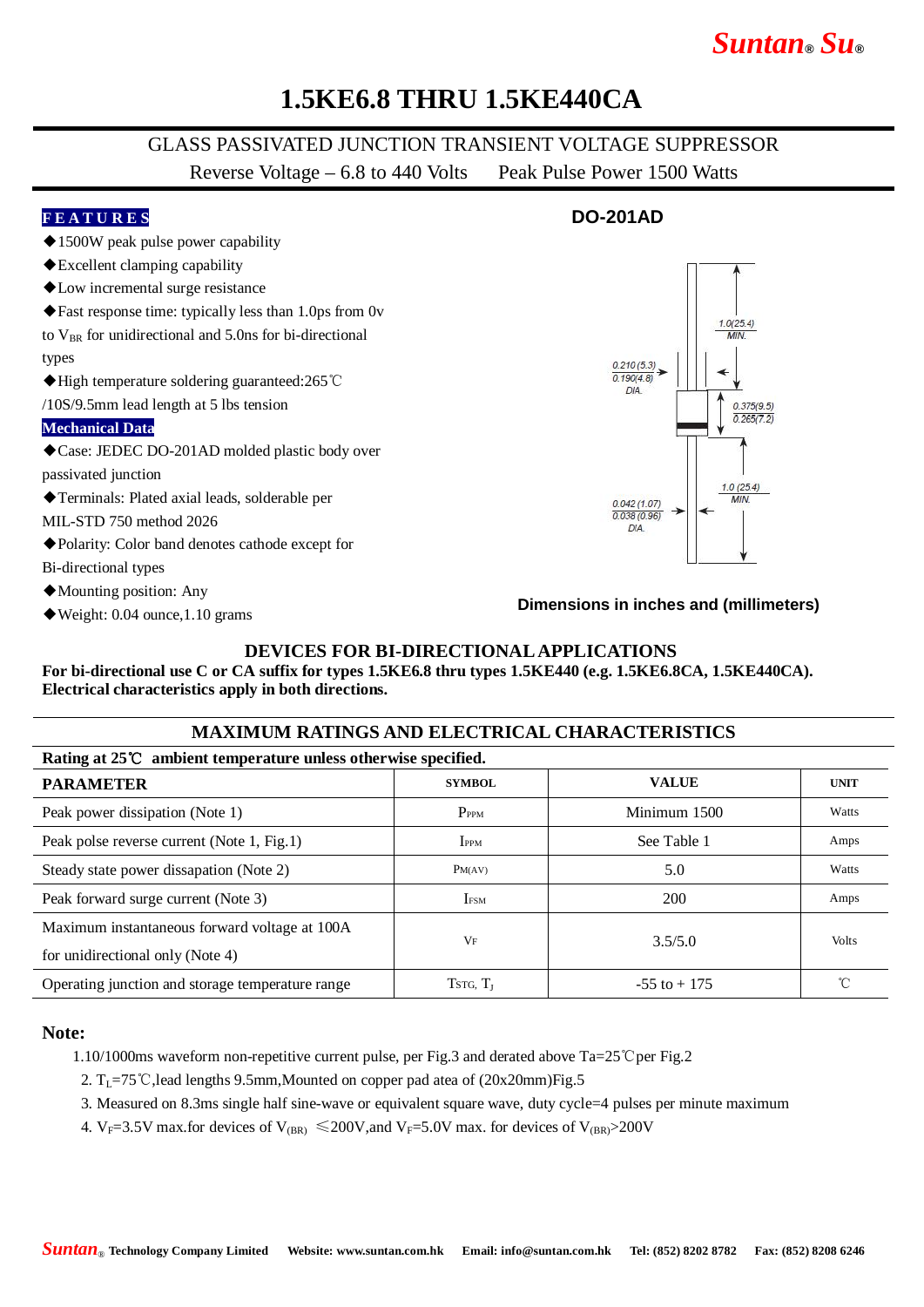# 1.5KE6.8 THRU 1.5KE440CA

GLASS PASSIVATED JUNCTION TRANSIENT VOLTAGE SUPPRESSOR

Reverse Voltage – 6.8 to 440 Volts     Peak Pulse Power 1500 Watts

## FEATURES

- ◆1500W peak pulse power capability
- ◆Excellent clamping capability
- ◆Low incremental surge resistance
- ◆Fast response time: typically less than 1.0ps from 0v to $V_{BR}$ for unidirectional and 5.0ns for bi-directional types
- ◆High temperature soldering guaranteed:265℃ /10S/9.5mm lead length at 5 lbs tension

## Mechanical Data

- ◆Case: JEDEC DO-201AD molded plastic body over passivated junction
- ◆Terminals: Plated axial leads, solderable per MIL-STD 750 method 2026
- ◆Polarity: Color band denotes cathode except for Bi-directional types
- ◆Mounting position: Any
- ◆Weight: 0.04 ounce,1.10 grams

**DO-201AD**

1.0(25.4) MIN.

0.210(5.3) / 0.190(4.8) DIA.

0.375(9.5) / 0.265(7.2)

1.0 (25.4) MIN.

0.042 (1.07) / 0.038 (0.96) DIA.

**Dimensions in inches and (millimeters)**

## DEVICES FOR BI-DIRECTIONAL APPLICATIONS

**For bi-directional use C or CA suffix for types 1.5KE6.8 thru types 1.5KE440 (e.g. 1.5KE6.8CA, 1.5KE440CA). Electrical characteristics apply in both directions.**

## MAXIMUM RATINGS AND ELECTRICAL CHARACTERISTICS

**Rating at 25℃ ambient temperature unless otherwise specified.**

| PARAMETER | SYMBOL | VALUE | UNIT |
|---|---|---|---|
| Peak power dissipation (Note 1) | $P_{PPM}$ | Minimum 1500 | Watts |
| Peak polse reverse current (Note 1, Fig.1) | $I_{PPM}$ | See Table 1 | Amps |
| Steady state power dissapation (Note 2) | $P_{M(AV)}$ | 5.0 | Watts |
| Peak forward surge current (Note 3) | $I_{FSM}$ | 200 | Amps |
| Maximum instantaneous forward voltage at 100A for unidirectional only (Note 4) | $V_F$ | 3.5/5.0 | Volts |
| Operating junction and storage temperature range | $T_{STG}$, $T_J$ | -55 to + 175 | ℃ |

**Note:**

1. 10/1000ms waveform non-repetitive current pulse, per Fig.3 and derated above Ta=25℃per Fig.2
2. $T_L$=75℃,lead lengths 9.5mm,Mounted on copper pad atea of (20x20mm)Fig.5
3. Measured on 8.3ms single half sine-wave or equivalent square wave, duty cycle=4 pulses per minute maximum
4. $V_F$=3.5V max.for devices of $V_{(BR)}$ ≤200V,and $V_F$=5.0V max. for devices of $V_{(BR)}$>200V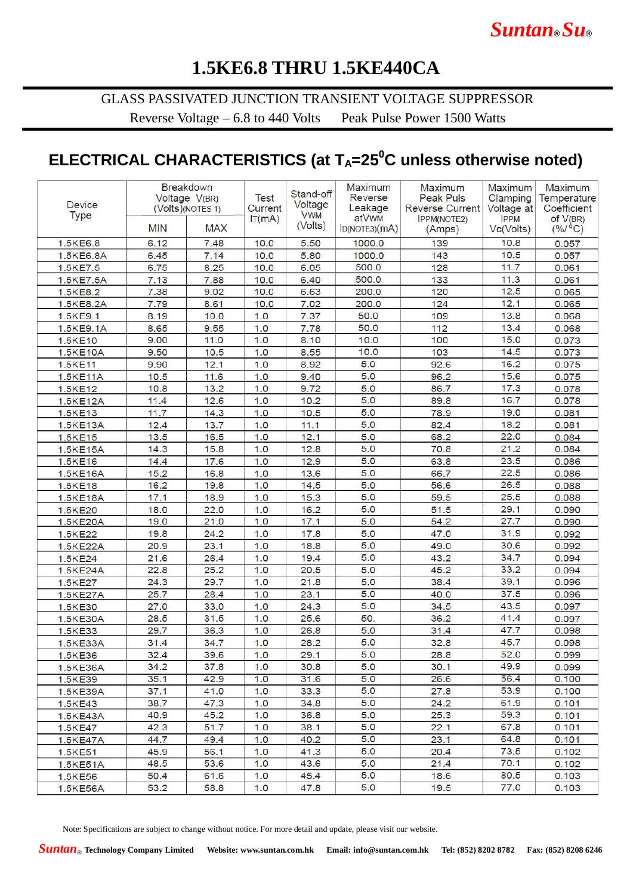# 1.5KE6.8 THRU 1.5KE440CA

GLASS PASSIVATED JUNCTION TRANSIENT VOLTAGE SUPPRESSOR

Reverse Voltage – 6.8 to 440 Volts     Peak Pulse Power 1500 Watts

## ELECTRICAL CHARACTERISTICS (at $T_A$=25$^0$C unless otherwise noted)

| Device Type | Breakdown Voltage $V_{(BR)}$ (Volts)(NOTES 1) | | Test Current $I_T$(mA) | Stand-off Voltage $V_{WM}$ (Volts) | Maximum Reverse Leakage at $V_{WM}$ $I_D$(NOTE3)(mA) | Maximum Peak Puls Reverse Current $I_{PPM}$(NOTE2) (Amps) | Maximum Clamping Voltage at $I_{PPM}$ Vc(Volts) | Maximum Temperature Coefficient of $V_{(BR)}$ (%/°C) |
|---|---|---|---|---|---|---|---|---|
| | MIN | MAX | | | | | | |
| 1.5KE6.8 | 6.12 | 7.48 | 10.0 | 5.50 | 1000.0 | 139 | 10.8 | 0.057 |
| 1.5KE6.8A | 6.45 | 7.14 | 10.0 | 5.80 | 1000.0 | 143 | 10.5 | 0.057 |
| 1.5KE7.5 | 6.75 | 8.25 | 10.0 | 6.05 | 500.0 | 128 | 11.7 | 0.061 |
| 1.5KE7.5A | 7.13 | 7.88 | 10.0 | 6.40 | 500.0 | 133 | 11.3 | 0.061 |
| 1.5KE8.2 | 7.38 | 9.02 | 10.0 | 6.63 | 200.0 | 120 | 12.5 | 0.065 |
| 1.5KE8.2A | 7.79 | 8.61 | 10.0 | 7.02 | 200.0 | 124 | 12.1 | 0.065 |
| 1.5KE9.1 | 8.19 | 10.0 | 1.0 | 7.37 | 50.0 | 109 | 13.8 | 0.068 |
| 1.5KE9.1A | 8.65 | 9.55 | 1.0 | 7.78 | 50.0 | 112 | 13.4 | 0.068 |
| 1.5KE10 | 9.00 | 11.0 | 1.0 | 8.10 | 10.0 | 100 | 15.0 | 0.073 |
| 1.5KE10A | 9.50 | 10.5 | 1.0 | 8.55 | 10.0 | 103 | 14.5 | 0.073 |
| 1.5KE11 | 9.90 | 12.1 | 1.0 | 8.92 | 5.0 | 92.6 | 16.2 | 0.075 |
| 1.5KE11A | 10.5 | 11.6 | 1.0 | 9.40 | 5.0 | 96.2 | 15.6 | 0.075 |
| 1.5KE12 | 10.8 | 13.2 | 1.0 | 9.72 | 5.0 | 86.7 | 17.3 | 0.078 |
| 1.5KE12A | 11.4 | 12.6 | 1.0 | 10.2 | 5.0 | 89.8 | 16.7 | 0.078 |
| 1.5KE13 | 11.7 | 14.3 | 1.0 | 10.5 | 5.0 | 78.9 | 19.0 | 0.081 |
| 1.5KE13A | 12.4 | 13.7 | 1.0 | 11.1 | 5.0 | 82.4 | 18.2 | 0.081 |
| 1.5KE15 | 13.5 | 16.5 | 1.0 | 12.1 | 5.0 | 68.2 | 22.0 | 0.084 |
| 1.5KE15A | 14.3 | 15.8 | 1.0 | 12.8 | 5.0 | 70.8 | 21.2 | 0.084 |
| 1.5KE16 | 14.4 | 17.6 | 1.0 | 12.9 | 5.0 | 63.8 | 23.5 | 0.086 |
| 1.5KE16A | 15.2 | 16.8 | 1.0 | 13.6 | 5.0 | 66.7 | 22.5 | 0.086 |
| 1.5KE18 | 16.2 | 19.8 | 1.0 | 14.5 | 5.0 | 56.6 | 26.5 | 0.088 |
| 1.5KE18A | 17.1 | 18.9 | 1.0 | 15.3 | 5.0 | 59.5 | 25.5 | 0.088 |
| 1.5KE20 | 18.0 | 22.0 | 1.0 | 16.2 | 5.0 | 51.5 | 29.1 | 0.090 |
| 1.5KE20A | 19.0 | 21.0 | 1.0 | 17.1 | 5.0 | 54.2 | 27.7 | 0.090 |
| 1.5KE22 | 19.8 | 24.2 | 1.0 | 17.8 | 5.0 | 47.0 | 31.9 | 0.092 |
| 1.5KE22A | 20.9 | 23.1 | 1.0 | 18.8 | 5.0 | 49.0 | 30.6 | 0.092 |
| 1.5KE24 | 21.6 | 26.4 | 1.0 | 19.4 | 5.0 | 43.2 | 34.7 | 0.094 |
| 1.5KE24A | 22.8 | 25.2 | 1.0 | 20.5 | 5.0 | 45.2 | 33.2 | 0.094 |
| 1.5KE27 | 24.3 | 29.7 | 1.0 | 21.8 | 5.0 | 38.4 | 39.1 | 0.096 |
| 1.5KE27A | 25.7 | 28.4 | 1.0 | 23.1 | 5.0 | 40.0 | 37.5 | 0.096 |
| 1.5KE30 | 27.0 | 33.0 | 1.0 | 24.3 | 5.0 | 34.5 | 43.5 | 0.097 |
| 1.5KE30A | 28.5 | 31.5 | 1.0 | 25.6 | 50. | 36.2 | 41.4 | 0.097 |
| 1.5KE33 | 29.7 | 36.3 | 1.0 | 26.8 | 5.0 | 31.4 | 47.7 | 0.098 |
| 1.5KE33A | 31.4 | 34.7 | 1.0 | 28.2 | 5.0 | 32.8 | 45.7 | 0.098 |
| 1.5KE36 | 32.4 | 39.6 | 1.0 | 29.1 | 5.0 | 28.8 | 52.0 | 0.099 |
| 1.5KE36A | 34.2 | 37.8 | 1.0 | 30.8 | 5.0 | 30.1 | 49.9 | 0.099 |
| 1.5KE39 | 35.1 | 42.9 | 1.0 | 31.6 | 5.0 | 26.6 | 56.4 | 0.100 |
| 1.5KE39A | 37.1 | 41.0 | 1.0 | 33.3 | 5.0 | 27.8 | 53.9 | 0.100 |
| 1.5KE43 | 38.7 | 47.3 | 1.0 | 34.8 | 5.0 | 24.2 | 61.9 | 0.101 |
| 1.5KE43A | 40.9 | 45.2 | 1.0 | 36.8 | 5.0 | 25.3 | 59.3 | 0.101 |
| 1.5KE47 | 42.3 | 51.7 | 1.0 | 38.1 | 5.0 | 22.1 | 67.8 | 0.101 |
| 1.5KE47A | 44.7 | 49.4 | 1.0 | 40.2 | 5.0 | 23.1 | 64.8 | 0.101 |
| 1.5KE51 | 45.9 | 56.1 | 1.0 | 41.3 | 5.0 | 20.4 | 73.5 | 0.102 |
| 1.5KE51A | 48.5 | 53.6 | 1.0 | 43.6 | 5.0 | 21.4 | 70.1 | 0.102 |
| 1.5KE56 | 50.4 | 61.6 | 1.0 | 45.4 | 5.0 | 18.6 | 80.5 | 0.103 |
| 1.5KE56A | 53.2 | 58.8 | 1.0 | 47.8 | 5.0 | 19.5 | 77.0 | 0.103 |

Note: Specifications are subject to change without notice. For more detail and update, please visit our website.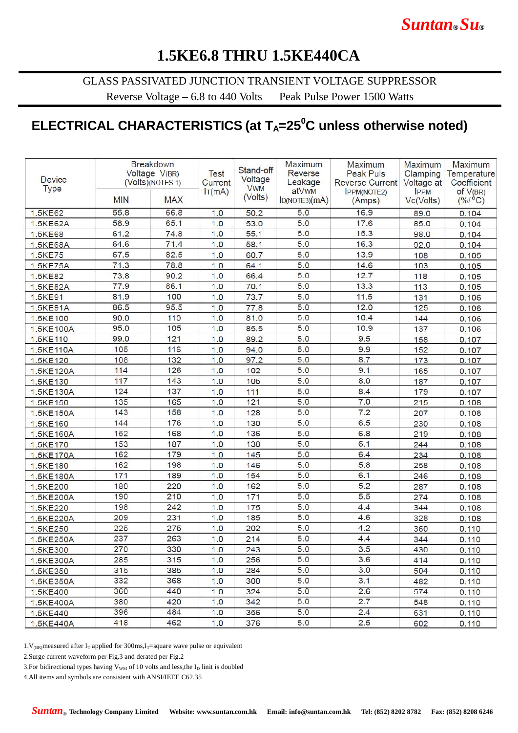# 1.5KE6.8 THRU 1.5KE440CA

GLASS PASSIVATED JUNCTION TRANSIENT VOLTAGE SUPPRESSOR

Reverse Voltage – 6.8 to 440 Volts    Peak Pulse Power 1500 Watts

## ELECTRICAL CHARACTERISTICS (at $T_A$=25$^0$C unless otherwise noted)

| Device Type | Breakdown Voltage $V_{(BR)}$ (Volts)(NOTES 1) | | Test Current $I_T$(mA) | Stand-off Voltage $V_{WM}$ (Volts) | Maximum Reverse Leakage at $V_{WM}$ $I_D$(NOTE3)(mA) | Maximum Peak Puls Reverse Current $I_{PPM}$(NOTE2) (Amps) | Maximum Clamping Voltage at $I_{PPM}$ Vc(Volts) | Maximum Temperature Coefficient of $V_{(BR)}$ (%/$^0$C) |
|---|---|---|---|---|---|---|---|---|
| | MIN | MAX | | | | | | |
| 1.5KE62 | 55.8 | 66.8 | 1.0 | 50.2 | 5.0 | 16.9 | 89.0 | 0.104 |
| 1.5KE62A | 58.9 | 65.1 | 1.0 | 53.0 | 5.0 | 17.6 | 85.0 | 0.104 |
| 1.5KE68 | 61.2 | 74.8 | 1.0 | 55.1 | 5.0 | 15.3 | 98.0 | 0.104 |
| 1.5KE68A | 64.6 | 71.4 | 1.0 | 58.1 | 5.0 | 16.3 | 92.0 | 0.104 |
| 1.5KE75 | 67.5 | 82.5 | 1.0 | 60.7 | 5.0 | 13.9 | 108 | 0.105 |
| 1.5KE75A | 71.3 | 78.8 | 1.0 | 64.1 | 5.0 | 14.6 | 103 | 0.105 |
| 1.5KE82 | 73.8 | 90.2 | 1.0 | 66.4 | 5.0 | 12.7 | 118 | 0.105 |
| 1.5KE82A | 77.9 | 86.1 | 1.0 | 70.1 | 5.0 | 13.3 | 113 | 0.105 |
| 1.5KE91 | 81.9 | 100 | 1.0 | 73.7 | 5.0 | 11.5 | 131 | 0.106 |
| 1.5KE91A | 86.5 | 95.5 | 1.0 | 77.8 | 5.0 | 12.0 | 125 | 0.106 |
| 1.5KE100 | 90.0 | 110 | 1.0 | 81.0 | 5.0 | 10.4 | 144 | 0.106 |
| 1.5KE100A | 95.0 | 105 | 1.0 | 85.5 | 5.0 | 10.9 | 137 | 0.106 |
| 1.5KE110 | 99.0 | 121 | 1.0 | 89.2 | 5.0 | 9.5 | 158 | 0.107 |
| 1.5KE110A | 105 | 116 | 1.0 | 94.0 | 5.0 | 9.9 | 152 | 0.107 |
| 1.5KE120 | 108 | 132 | 1.0 | 97.2 | 5.0 | 8.7 | 173 | 0.107 |
| 1.5KE120A | 114 | 126 | 1.0 | 102 | 5.0 | 9.1 | 165 | 0.107 |
| 1.5KE130 | 117 | 143 | 1.0 | 105 | 5.0 | 8.0 | 187 | 0.107 |
| 1.5KE130A | 124 | 137 | 1.0 | 111 | 5.0 | 8.4 | 179 | 0.107 |
| 1.5KE150 | 135 | 165 | 1.0 | 121 | 5.0 | 7.0 | 215 | 0.108 |
| 1.5KE150A | 143 | 158 | 1.0 | 128 | 5.0 | 7.2 | 207 | 0.108 |
| 1.5KE160 | 144 | 176 | 1.0 | 130 | 5.0 | 6.5 | 230 | 0.108 |
| 1.5KE160A | 152 | 168 | 1.0 | 136 | 5.0 | 6.8 | 219 | 0.108 |
| 1.5KE170 | 153 | 187 | 1.0 | 138 | 5.0 | 6.1 | 244 | 0.108 |
| 1.5KE170A | 162 | 179 | 1.0 | 145 | 5.0 | 6.4 | 234 | 0.108 |
| 1.5KE180 | 162 | 198 | 1.0 | 146 | 5.0 | 5.8 | 258 | 0.108 |
| 1.5KE180A | 171 | 189 | 1.0 | 154 | 5.0 | 6.1 | 246 | 0.108 |
| 1.5KE200 | 180 | 220 | 1.0 | 162 | 5.0 | 5.2 | 287 | 0.108 |
| 1.5KE200A | 190 | 210 | 1.0 | 171 | 5.0 | 5.5 | 274 | 0.108 |
| 1.5KE220 | 198 | 242 | 1.0 | 175 | 5.0 | 4.4 | 344 | 0.108 |
| 1.5KE220A | 209 | 231 | 1.0 | 185 | 5.0 | 4.6 | 328 | 0.108 |
| 1.5KE250 | 225 | 275 | 1.0 | 202 | 5.0 | 4.2 | 360 | 0.110 |
| 1.5KE250A | 237 | 263 | 1.0 | 214 | 5.0 | 4.4 | 344 | 0.110 |
| 1.5KE300 | 270 | 330 | 1.0 | 243 | 5.0 | 3.5 | 430 | 0.110 |
| 1.5KE300A | 285 | 315 | 1.0 | 256 | 5.0 | 3.6 | 414 | 0.110 |
| 1.5KE350 | 315 | 385 | 1.0 | 284 | 5.0 | 3.0 | 504 | 0.110 |
| 1.5KE350A | 332 | 368 | 1.0 | 300 | 5.0 | 3.1 | 482 | 0.110 |
| 1.5KE400 | 360 | 440 | 1.0 | 324 | 5.0 | 2.6 | 574 | 0.110 |
| 1.5KE400A | 380 | 420 | 1.0 | 342 | 5.0 | 2.7 | 548 | 0.110 |
| 1.5KE440 | 396 | 484 | 1.0 | 356 | 5.0 | 2.4 | 631 | 0.110 |
| 1.5KE440A | 418 | 462 | 1.0 | 376 | 5.0 | 2.5 | 602 | 0.110 |

1.$V_{(BR)}$measured after $I_T$ applied for 300ms,$I_T$=square wave pulse or equivalent

2.Surge current waveform per Fig.3 and derated per Fig.2

3.For bidirectional types having $V_{WM}$ of 10 volts and less,the $I_D$ limit is doubled

4.All items and symbols are consistent with ANSI/IEEE C62.35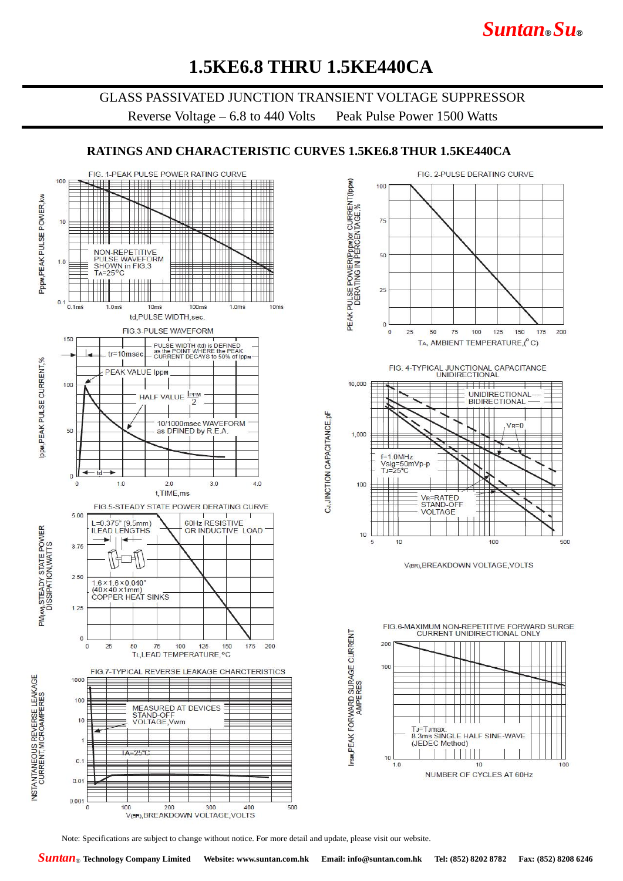# 1.5KE6.8 THRU 1.5KE440CA

GLASS PASSIVATED JUNCTION TRANSIENT VOLTAGE SUPPRESSOR

Reverse Voltage – 6.8 to 440 Volts Peak Pulse Power 1500 Watts

## RATINGS AND CHARACTERISTIC CURVES 1.5KE6.8 THUR 1.5KE440CA

FIG. 1-PEAK PULSE POWER RATING CURVE

Pppm,PEAK PULSE POWER,kw

100
10
1.0
0.1

NON-REPETITIVE
PULSE WAVEFORM
SHOWN in FIG.3
TA=25°C

0.1ms 1.0ms 10ms 100ms 1.0ms 10ms

td,PULSE WIDTH,sec.

FIG. 2-PULSE DERATING CURVE

PEAK PULSE POWER(Pppm)or CURRENT(Ippm) DERATING IN PERCENTAGE,%

100
75
50
25
0

0 25 50 75 100 125 150 175 200

TA, AMBIENT TEMPERATURE,(°C)

FIG.3-PULSE WAVEFORM

Ippm,PEAK PULSE CURRENT,%

150
100
50
0

tr=10msec

PULSE WIDTH (td) is DEFINED as the POINT WHERE the PEAK CURRENT DECAYS to 50% of Ippm

PEAK VALUE Ippm

HALF VALUE $\frac{I_{PPM}}{2}$

10/1000msec WAVEFORM as DFINED by R.E.A.

td

0 1.0 2.0 3.0 4.0

t,TIME,ms

FIG. 4-TYPICAL JUNCTIONAL CAPACITANCE UNIDIRECTIONAL

CJ,JUNCTION CAPACITANCE,pF

10,000
1,000
100
10

UNIDIRECTIONAL
BIDIRECTIONAL

VR=0

f=1.0MHz
Vsig=50mVp-p
TJ=25°C

VR=RATED STAND-OFF VOLTAGE

5 10 100 500

V(BR),BREAKDOWN VOLTAGE,VOLTS

FIG.5-STEADY STATE POWER DERATING CURVE

PM(AV),STEADY STATE POWER DISSIPATION,WATTS

5.00
3.75
2.50
1.25
0

L=0.375" (9.5mm) LEAD LENGTHS

60Hz RESISTIVE OR INDUCTIVE LOAD

1.6×1.6×0.040" (40×40×1mm) COPPER HEAT SINKS

0 25 50 75 100 125 150 175 200

TL,LEAD TEMPERATURE,°C

FIG.6-MAXIMUM NON-REPETITIVE FORWARD SURGE CURRENT UNIDIRECTIONAL ONLY

IFSM,PEAK FORWARD SURAGE CURRENT AMPERES

200
100
10

TJ=TJmax.
8.3ms SINGLE HALF SINE-WAVE
(JEDEC Method)

1.0 10 100

NUMBER OF CYCLES AT 60Hz

FIG.7-TYPICAL REVERSE LEAKAGE CHARCTERISTICS

INSTANTANEOUS REVERSE LEAKAGE CURRENT,MICROAMPERES

1000
100
10
1
0.1
0.01
0.001

MEASURED AT DEVICES STAND-OFF VOLTAGE,Vwm

TA=25°C

0 100 200 300 400 500

V(BR),BREAKDOWN VOLTAGE,VOLTS

Note: Specifications are subject to change without notice. For more detail and update, please visit our website.